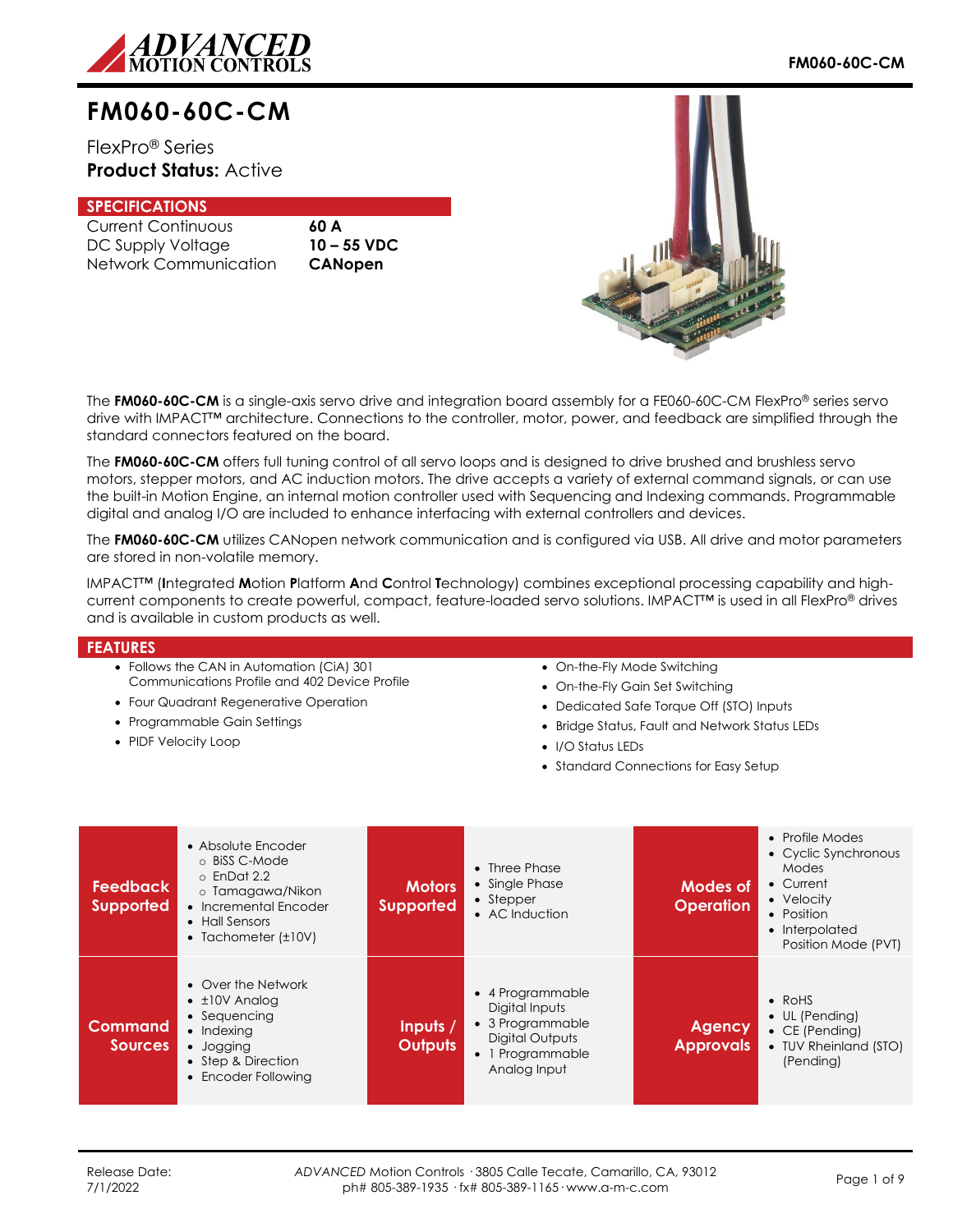# FM060-60C-CM

FlexPro® Series
**Product Status:** Active

## SPECIFICATIONS

| | |
|---|---|
| Current Continuous | **60 A** |
| DC Supply Voltage | **10 – 55 VDC** |
| Network Communication | **CANopen** |

The **FM060-60C-CM** is a single-axis servo drive and integration board assembly for a FE060-60C-CM FlexPro® series servo drive with IMPACT™ architecture. Connections to the controller, motor, power, and feedback are simplified through the standard connectors featured on the board.

The **FM060-60C-CM** offers full tuning control of all servo loops and is designed to drive brushed and brushless servo motors, stepper motors, and AC induction motors. The drive accepts a variety of external command signals, or can use the built-in Motion Engine, an internal motion controller used with Sequencing and Indexing commands. Programmable digital and analog I/O are included to enhance interfacing with external controllers and devices.

The **FM060-60C-CM** utilizes CANopen network communication and is configured via USB. All drive and motor parameters are stored in non-volatile memory.

IMPACT™ (**I**ntegrated **M**otion **P**latform **A**nd **C**ontrol **T**echnology) combines exceptional processing capability and high-current components to create powerful, compact, feature-loaded servo solutions. IMPACT™ is used in all FlexPro® drives and is available in custom products as well.

## FEATURES

- Follows the CAN in Automation (CiA) 301 Communications Profile and 402 Device Profile
- Four Quadrant Regenerative Operation
- Programmable Gain Settings
- PIDF Velocity Loop
- On-the-Fly Mode Switching
- On-the-Fly Gain Set Switching
- Dedicated Safe Torque Off (STO) Inputs
- Bridge Status, Fault and Network Status LEDs
- I/O Status LEDs
- Standard Connections for Easy Setup

| | | | | | |
|---|---|---|---|---|---|
| **Feedback Supported** | • Absolute Encoder<br>  ○ BiSS C-Mode<br>  ○ EnDat 2.2<br>  ○ Tamagawa/Nikon<br>• Incremental Encoder<br>• Hall Sensors<br>• Tachometer (±10V) | **Motors Supported** | • Three Phase<br>• Single Phase<br>• Stepper<br>• AC Induction | **Modes of Operation** | • Profile Modes<br>• Cyclic Synchronous Modes<br>• Current<br>• Velocity<br>• Position<br>• Interpolated Position Mode (PVT) |
| **Command Sources** | • Over the Network<br>• ±10V Analog<br>• Sequencing<br>• Indexing<br>• Jogging<br>• Step & Direction<br>• Encoder Following | **Inputs / Outputs** | • 4 Programmable Digital Inputs<br>• 3 Programmable Digital Outputs<br>• 1 Programmable Analog Input | **Agency Approvals** | • RoHS<br>• UL (Pending)<br>• CE (Pending)<br>• TUV Rheinland (STO) (Pending) |

Release Date:
7/1/2022

*ADVANCED* Motion Controls · 3805 Calle Tecate, Camarillo, CA, 93012
ph# 805-389-1935 · fx# 805-389-1165 · www.a-m-c.com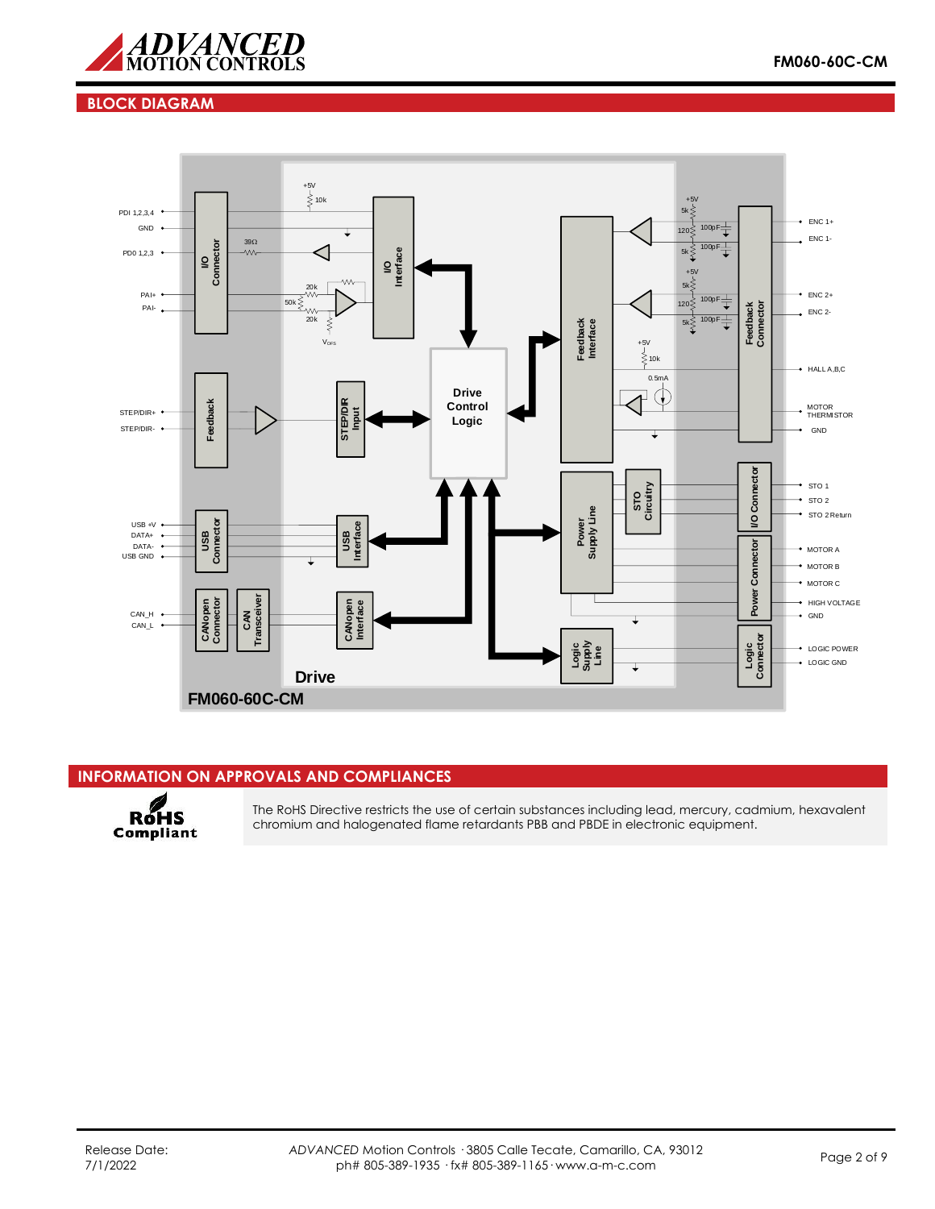## BLOCK DIAGRAM

PDI 1,2,3,4
GND
PDO 1,2,3
PAI+
PAI-
STEP/DIR+
STEP/DIR-
USB +V
DATA+
DATA-
USB GND
CAN_H
CAN_L

I/O Connector
Feedback
USB Connector
CANopen Connector
CAN Transceiver

+5V
10k
39Ω
20k
50k
20k
$V_{OFS}$

I/O Interface
STEP/DIR Input
USB Interface
CANopen Interface

Drive Control Logic

Feedback Interface
Power Supply Line
STO Circuitry
Logic Supply Line

+5V
5k
120
100pF
100pF
5k
+5V
5k
120
100pF
100pF
5k
+5V
10k
0.5mA

Feedback Connector
I/O Connector
Power Connector
Logic Connector

ENC 1+
ENC 1-
ENC 2+
ENC 2-
HALL A,B,C
MOTOR THERMISTOR
GND
STO 1
STO 2
STO 2 Return
MOTOR A
MOTOR B
MOTOR C
HIGH VOLTAGE
GND
LOGIC POWER
LOGIC GND

Drive

FM060-60C-CM

## INFORMATION ON APPROVALS AND COMPLIANCES

**RoHS Compliant**

The RoHS Directive restricts the use of certain substances including lead, mercury, cadmium, hexavalent chromium and halogenated flame retardants PBB and PBDE in electronic equipment.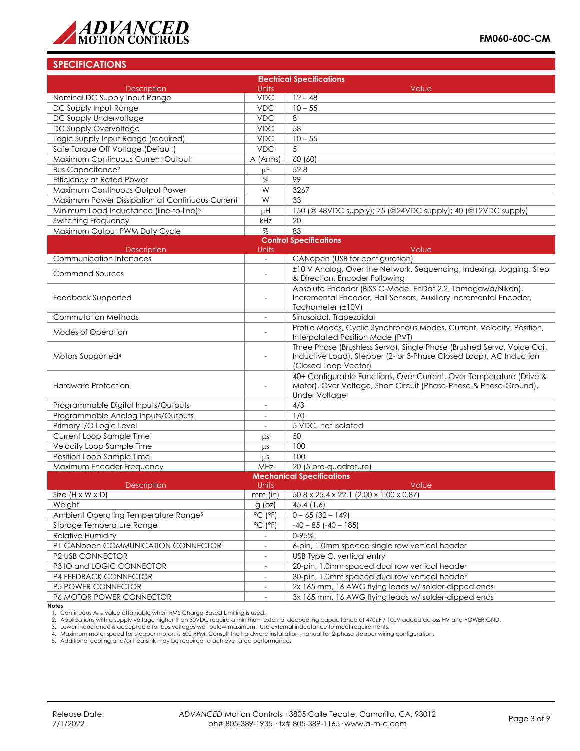## SPECIFICATIONS

| Electrical Specifications | | |
|---|---|---|
| Description | Units | Value |
| Nominal DC Supply Input Range | VDC | 12 – 48 |
| DC Supply Input Range | VDC | 10 – 55 |
| DC Supply Undervoltage | VDC | 8 |
| DC Supply Overvoltage | VDC | 58 |
| Logic Supply Input Range (required) | VDC | 10 – 55 |
| Safe Torque Off Voltage (Default) | VDC | 5 |
| Maximum Continuous Current Output[1] | A (Arms) | 60 (60) |
| Bus Capacitance[2] | μF | 52.8 |
| Efficiency at Rated Power | % | 99 |
| Maximum Continuous Output Power | W | 3267 |
| Maximum Power Dissipation at Continuous Current | W | 33 |
| Minimum Load Inductance (line-to-line)[3] | μH | 150 (@ 48VDC supply); 75 (@24VDC supply); 40 (@12VDC supply) |
| Switching Frequency | kHz | 20 |
| Maximum Output PWM Duty Cycle | % | 83 |

| Control Specifications | | |
|---|---|---|
| Description | Units | Value |
| Communication Interfaces | - | CANopen (USB for configuration) |
| Command Sources | - | ±10 V Analog, Over the Network, Sequencing, Indexing, Jogging, Step & Direction, Encoder Following |
| Feedback Supported | - | Absolute Encoder (BiSS C-Mode, EnDat 2.2, Tamagawa/Nikon), Incremental Encoder, Hall Sensors, Auxiliary Incremental Encoder, Tachometer (±10V) |
| Commutation Methods | - | Sinusoidal, Trapezoidal |
| Modes of Operation | - | Profile Modes, Cyclic Synchronous Modes, Current, Velocity, Position, Interpolated Position Mode (PVT) |
| Motors Supported[4] | - | Three Phase (Brushless Servo), Single Phase (Brushed Servo, Voice Coil, Inductive Load), Stepper (2- or 3-Phase Closed Loop), AC Induction (Closed Loop Vector) |
| Hardware Protection | - | 40+ Configurable Functions, Over Current, Over Temperature (Drive & Motor), Over Voltage, Short Circuit (Phase-Phase & Phase-Ground), Under Voltage |
| Programmable Digital Inputs/Outputs | - | 4/3 |
| Programmable Analog Inputs/Outputs | - | 1/0 |
| Primary I/O Logic Level | - | 5 VDC, not isolated |
| Current Loop Sample Time | μs | 50 |
| Velocity Loop Sample Time | μs | 100 |
| Position Loop Sample Time | μs | 100 |
| Maximum Encoder Frequency | MHz | 20 (5 pre-quadrature) |

| Mechanical Specifications | | |
|---|---|---|
| Description | Units | Value |
| Size (H x W x D) | mm (in) | 50.8 x 25.4 x 22.1 (2.00 x 1.00 x 0.87) |
| Weight | g (oz) | 45.4 (1.6) |
| Ambient Operating Temperature Range[5] | °C (°F) | 0 – 65 (32 – 149) |
| Storage Temperature Range | °C (°F) | -40 – 85 (-40 – 185) |
| Relative Humidity | - | 0-95% |
| P1 CANopen COMMUNICATION CONNECTOR | - | 6-pin, 1.0mm spaced single row vertical header |
| P2 USB CONNECTOR | - | USB Type C, vertical entry |
| P3 IO and LOGIC CONNECTOR | - | 20-pin, 1.0mm spaced dual row vertical header |
| P4 FEEDBACK CONNECTOR | - | 30-pin, 1.0mm spaced dual row vertical header |
| P5 POWER CONNECTOR | - | 2x 165 mm, 16 AWG flying leads w/ solder-dipped ends |
| P6 MOTOR POWER CONNECTOR | - | 3x 165 mm, 16 AWG flying leads w/ solder-dipped ends |

**Notes**

1. Continuous $A_{rms}$ value attainable when RMS Charge-Based Limiting is used.
2. Applications with a supply voltage higher than 30VDC require a minimum external decoupling capacitance of 470μF / 100V added across HV and POWER GND.
3. Lower inductance is acceptable for bus voltages well below maximum. Use external inductance to meet requirements.
4. Maximum motor speed for stepper motors is 600 RPM. Consult the hardware installation manual for 2-phase stepper wiring configuration.
5. Additional cooling and/or heatsink may be required to achieve rated performance.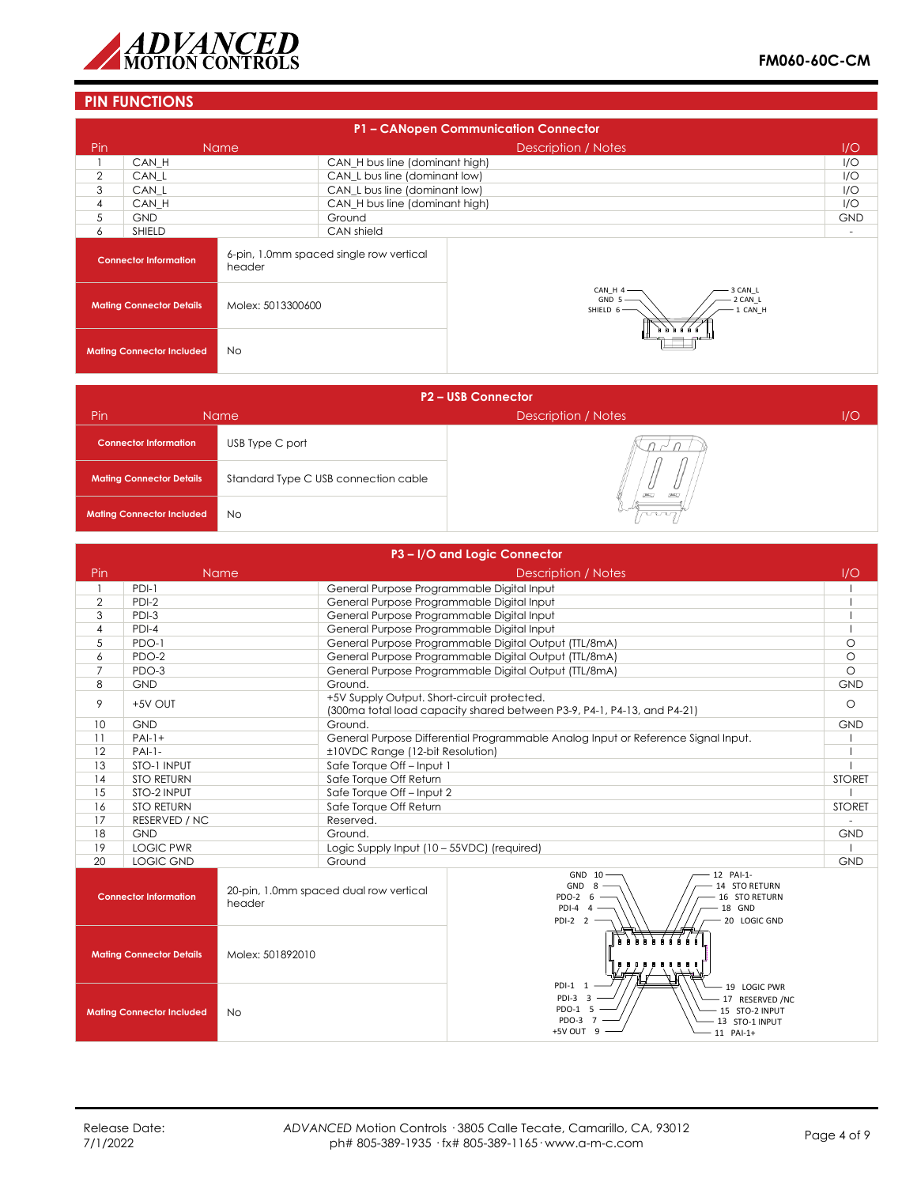## PIN FUNCTIONS

### P1 – CANopen Communication Connector

| Pin | Name | Description / Notes | I/O |
|---|---|---|---|
| 1 | CAN_H | CAN_H bus line (dominant high) | I/O |
| 2 | CAN_L | CAN_L bus line (dominant low) | I/O |
| 3 | CAN_L | CAN_L bus line (dominant low) | I/O |
| 4 | CAN_H | CAN_H bus line (dominant high) | I/O |
| 5 | GND | Ground | GND |
| 6 | SHIELD | CAN shield | - |

| | |
|---|---|
| **Connector Information** | 6-pin, 1.0mm spaced single row vertical header |
| **Mating Connector Details** | Molex: 5013300600 |
| **Mating Connector Included** | No |

CAN_H 4, GND 5, SHIELD 6, 3 CAN_L, 2 CAN_L, 1 CAN_H

### P2 – USB Connector

| | |
|---|---|
| **Connector Information** | USB Type C port |
| **Mating Connector Details** | Standard Type C USB connection cable |
| **Mating Connector Included** | No |

### P3 – I/O and Logic Connector

| Pin | Name | Description / Notes | I/O |
|---|---|---|---|
| 1 | PDI-1 | General Purpose Programmable Digital Input | I |
| 2 | PDI-2 | General Purpose Programmable Digital Input | I |
| 3 | PDI-3 | General Purpose Programmable Digital Input | I |
| 4 | PDI-4 | General Purpose Programmable Digital Input | I |
| 5 | PDO-1 | General Purpose Programmable Digital Output (TTL/8mA) | O |
| 6 | PDO-2 | General Purpose Programmable Digital Output (TTL/8mA) | O |
| 7 | PDO-3 | General Purpose Programmable Digital Output (TTL/8mA) | O |
| 8 | GND | Ground. | GND |
| 9 | +5V OUT | +5V Supply Output. Short-circuit protected. (300ma total load capacity shared between P3-9, P4-1, P4-13, and P4-21) | O |
| 10 | GND | Ground. | GND |
| 11 | PAI-1+ | General Purpose Differential Programmable Analog Input or Reference Signal Input. | I |
| 12 | PAI-1- | ±10VDC Range (12-bit Resolution) | I |
| 13 | STO-1 INPUT | Safe Torque Off – Input 1 | I |
| 14 | STO RETURN | Safe Torque Off Return | STORET |
| 15 | STO-2 INPUT | Safe Torque Off – Input 2 | I |
| 16 | STO RETURN | Safe Torque Off Return | STORET |
| 17 | RESERVED / NC | Reserved. | - |
| 18 | GND | Ground. | GND |
| 19 | LOGIC PWR | Logic Supply Input (10 – 55VDC) (required) | I |
| 20 | LOGIC GND | Ground | GND |

| | |
|---|---|
| **Connector Information** | 20-pin, 1.0mm spaced dual row vertical header |
| **Mating Connector Details** | Molex: 501892010 |
| **Mating Connector Included** | No |

GND 10, GND 8, PDO-2 6, PDI-4 4, PDI-2 2, 12 PAI-1-, 14 STO RETURN, 16 STO RETURN, 18 GND, 20 LOGIC GND, PDI-1 1, PDI-3 3, PDO-1 5, PDO-3 7, +5V OUT 9, 19 LOGIC PWR, 17 RESERVED /NC, 15 STO-2 INPUT, 13 STO-1 INPUT, 11 PAI-1+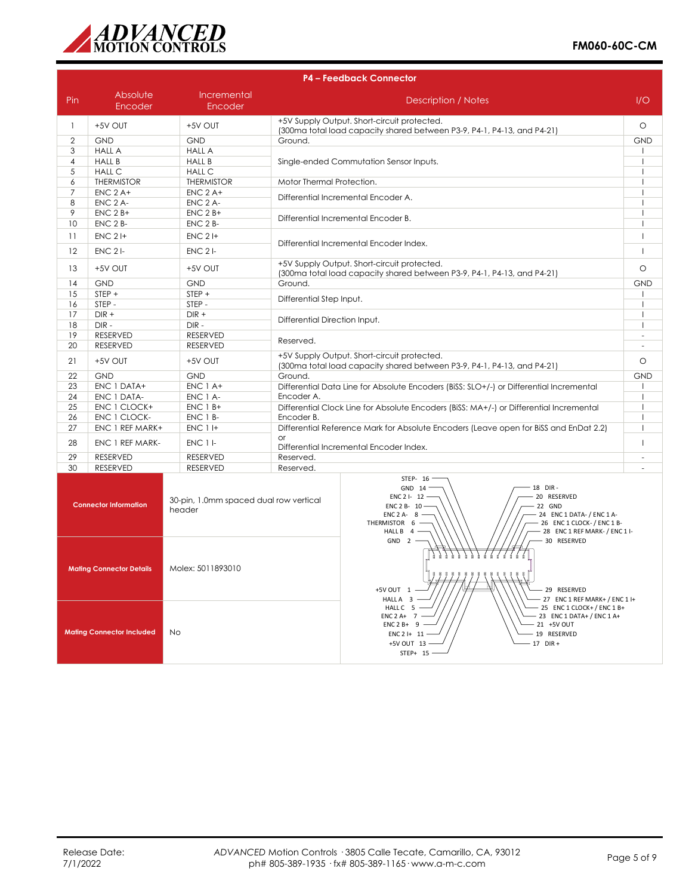## P4 – Feedback Connector

| Pin | Absolute Encoder | Incremental Encoder | Description / Notes | I/O |
|---|---|---|---|---|
| 1 | +5V OUT | +5V OUT | +5V Supply Output. Short-circuit protected. (300ma total load capacity shared between P3-9, P4-1, P4-13, and P4-21) | O |
| 2 | GND | GND | Ground. | GND |
| 3 | HALL A | HALL A | Single-ended Commutation Sensor Inputs. | I |
| 4 | HALL B | HALL B | | I |
| 5 | HALL C | HALL C | | I |
| 6 | THERMISTOR | THERMISTOR | Motor Thermal Protection. | I |
| 7 | ENC 2 A+ | ENC 2 A+ | Differential Incremental Encoder A. | I |
| 8 | ENC 2 A- | ENC 2 A- | | I |
| 9 | ENC 2 B+ | ENC 2 B+ | Differential Incremental Encoder B. | I |
| 10 | ENC 2 B- | ENC 2 B- | | I |
| 11 | ENC 2 I+ | ENC 2 I+ | Differential Incremental Encoder Index. | I |
| 12 | ENC 2 I- | ENC 2 I- | | I |
| 13 | +5V OUT | +5V OUT | +5V Supply Output. Short-circuit protected. (300ma total load capacity shared between P3-9, P4-1, P4-13, and P4-21) | O |
| 14 | GND | GND | Ground. | GND |
| 15 | STEP + | STEP + | Differential Step Input. | I |
| 16 | STEP - | STEP - | | I |
| 17 | DIR + | DIR + | Differential Direction Input. | I |
| 18 | DIR - | DIR - | | I |
| 19 | RESERVED | RESERVED | Reserved. | - |
| 20 | RESERVED | RESERVED | | - |
| 21 | +5V OUT | +5V OUT | +5V Supply Output. Short-circuit protected. (300ma total load capacity shared between P3-9, P4-1, P4-13, and P4-21) | O |
| 22 | GND | GND | Ground. | GND |
| 23 | ENC 1 DATA+ | ENC 1 A+ | Differential Data Line for Absolute Encoders (BiSS: SLO+/-) or Differential Incremental Encoder A. | I |
| 24 | ENC 1 DATA- | ENC 1 A- | | I |
| 25 | ENC 1 CLOCK+ | ENC 1 B+ | Differential Clock Line for Absolute Encoders (BiSS: MA+/-) or Differential Incremental Encoder B. | I |
| 26 | ENC 1 CLOCK- | ENC 1 B- | | I |
| 27 | ENC 1 REF MARK+ | ENC 1 I+ | Differential Reference Mark for Absolute Encoders (Leave open for BiSS and EnDat 2.2) or Differential Incremental Encoder Index. | I |
| 28 | ENC 1 REF MARK- | ENC 1 I- | | I |
| 29 | RESERVED | RESERVED | Reserved. | - |
| 30 | RESERVED | RESERVED | Reserved. | - |

| | |
|---|---|
| **Connector Information** | 30-pin, 1.0mm spaced dual row vertical header |
| **Mating Connector Details** | Molex: 5011893010 |
| **Mating Connector Included** | No |

Connector pinout diagram labels:

STEP- 16, GND 14, ENC 2 I- 12, ENC 2 B- 10, ENC 2 A- 8, THERMISTOR 6, HALL B 4, GND 2

18 DIR-, 20 RESERVED, 22 GND, 24 ENC 1 DATA- / ENC 1 A-, 26 ENC 1 CLOCK- / ENC 1 B-, 28 ENC 1 REF MARK- / ENC 1 I-, 30 RESERVED

+5V OUT 1, HALL A 3, HALL C 5, ENC 2 A+ 7, ENC 2 B+ 9, ENC 2 I+ 11, +5V OUT 13, STEP+ 15

29 RESERVED, 27 ENC 1 REF MARK+ / ENC 1 I+, 25 ENC 1 CLOCK+ / ENC 1 B+, 23 ENC 1 DATA+ / ENC 1 A+, 21 +5V OUT, 19 RESERVED, 17 DIR +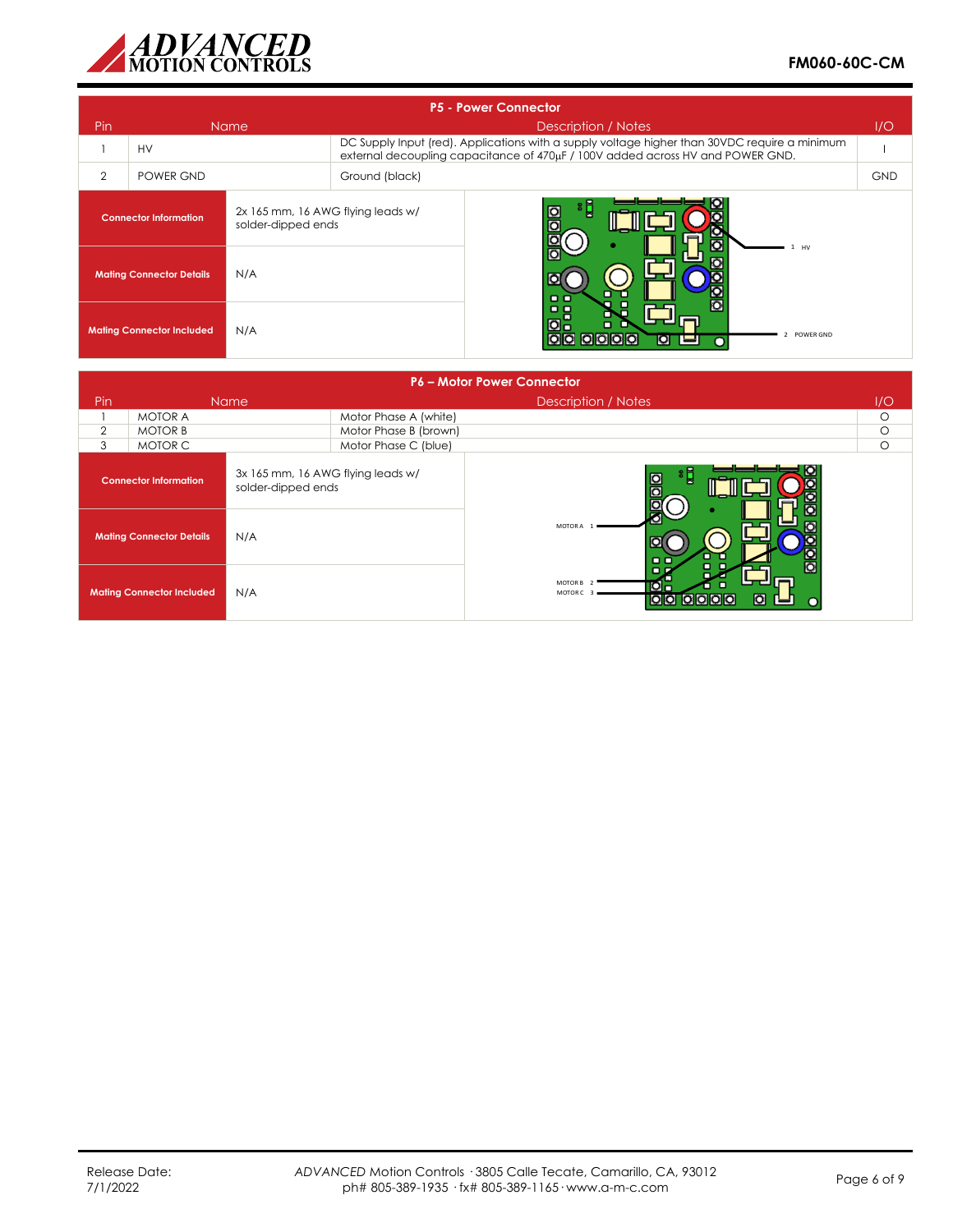## P5 - Power Connector

| Pin | Name | Description / Notes | I/O |
|---|---|---|---|
| 1 | HV | DC Supply Input (red). Applications with a supply voltage higher than 30VDC require a minimum external decoupling capacitance of 470µF / 100V added across HV and POWER GND. | I |
| 2 | POWER GND | Ground (black) | GND |

| | |
|---|---|
| **Connector Information** | 2x 165 mm, 16 AWG flying leads w/ solder-dipped ends |
| **Mating Connector Details** | N/A |
| **Mating Connector Included** | N/A |

1 HV

2 POWER GND

## P6 – Motor Power Connector

| Pin | Name | Description / Notes | I/O |
|---|---|---|---|
| 1 | MOTOR A | Motor Phase A (white) | O |
| 2 | MOTOR B | Motor Phase B (brown) | O |
| 3 | MOTOR C | Motor Phase C (blue) | O |

| | |
|---|---|
| **Connector Information** | 3x 165 mm, 16 AWG flying leads w/ solder-dipped ends |
| **Mating Connector Details** | N/A |
| **Mating Connector Included** | N/A |

MOTOR A 1

MOTOR B 2

MOTOR C 3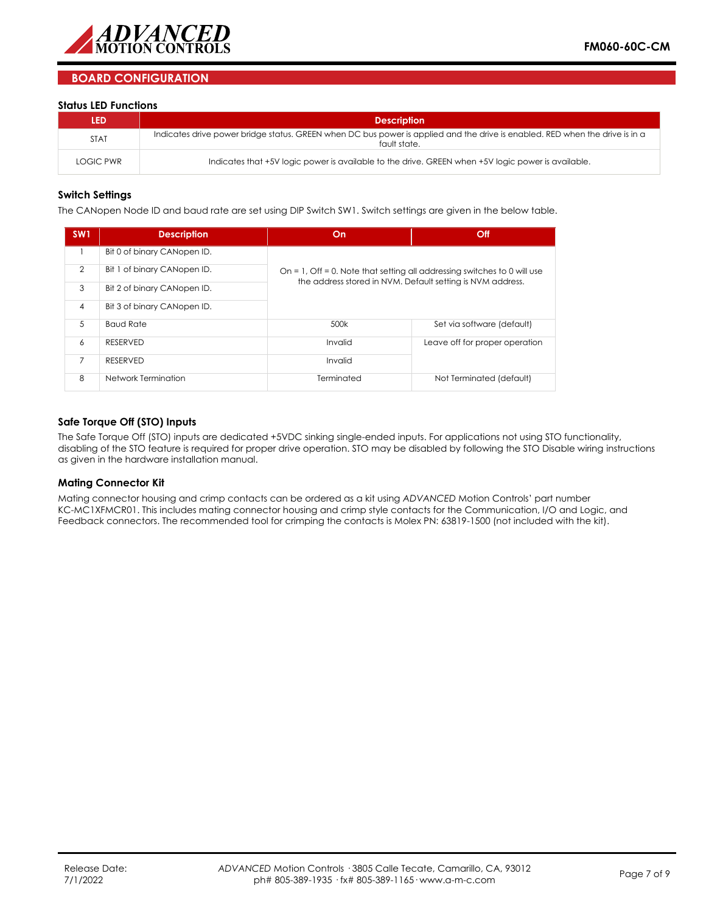## BOARD CONFIGURATION

### Status LED Functions

| LED | Description |
|---|---|
| STAT | Indicates drive power bridge status. GREEN when DC bus power is applied and the drive is enabled. RED when the drive is in a fault state. |
| LOGIC PWR | Indicates that +5V logic power is available to the drive. GREEN when +5V logic power is available. |

### Switch Settings

The CANopen Node ID and baud rate are set using DIP Switch SW1. Switch settings are given in the below table.

| SW1 | Description | On | Off |
|---|---|---|---|
| 1 | Bit 0 of binary CANopen ID. | On = 1, Off = 0. Note that setting all addressing switches to 0 will use the address stored in NVM. Default setting is NVM address. | |
| 2 | Bit 1 of binary CANopen ID. | | |
| 3 | Bit 2 of binary CANopen ID. | | |
| 4 | Bit 3 of binary CANopen ID. | | |
| 5 | Baud Rate | 500k | Set via software (default) |
| 6 | RESERVED | Invalid | Leave off for proper operation |
| 7 | RESERVED | Invalid | |
| 8 | Network Termination | Terminated | Not Terminated (default) |

### Safe Torque Off (STO) Inputs

The Safe Torque Off (STO) inputs are dedicated +5VDC sinking single-ended inputs. For applications not using STO functionality, disabling of the STO feature is required for proper drive operation. STO may be disabled by following the STO Disable wiring instructions as given in the hardware installation manual.

### Mating Connector Kit

Mating connector housing and crimp contacts can be ordered as a kit using *ADVANCED* Motion Controls' part number KC-MC1XFMCR01. This includes mating connector housing and crimp style contacts for the Communication, I/O and Logic, and Feedback connectors. The recommended tool for crimping the contacts is Molex PN: 63819-1500 (not included with the kit).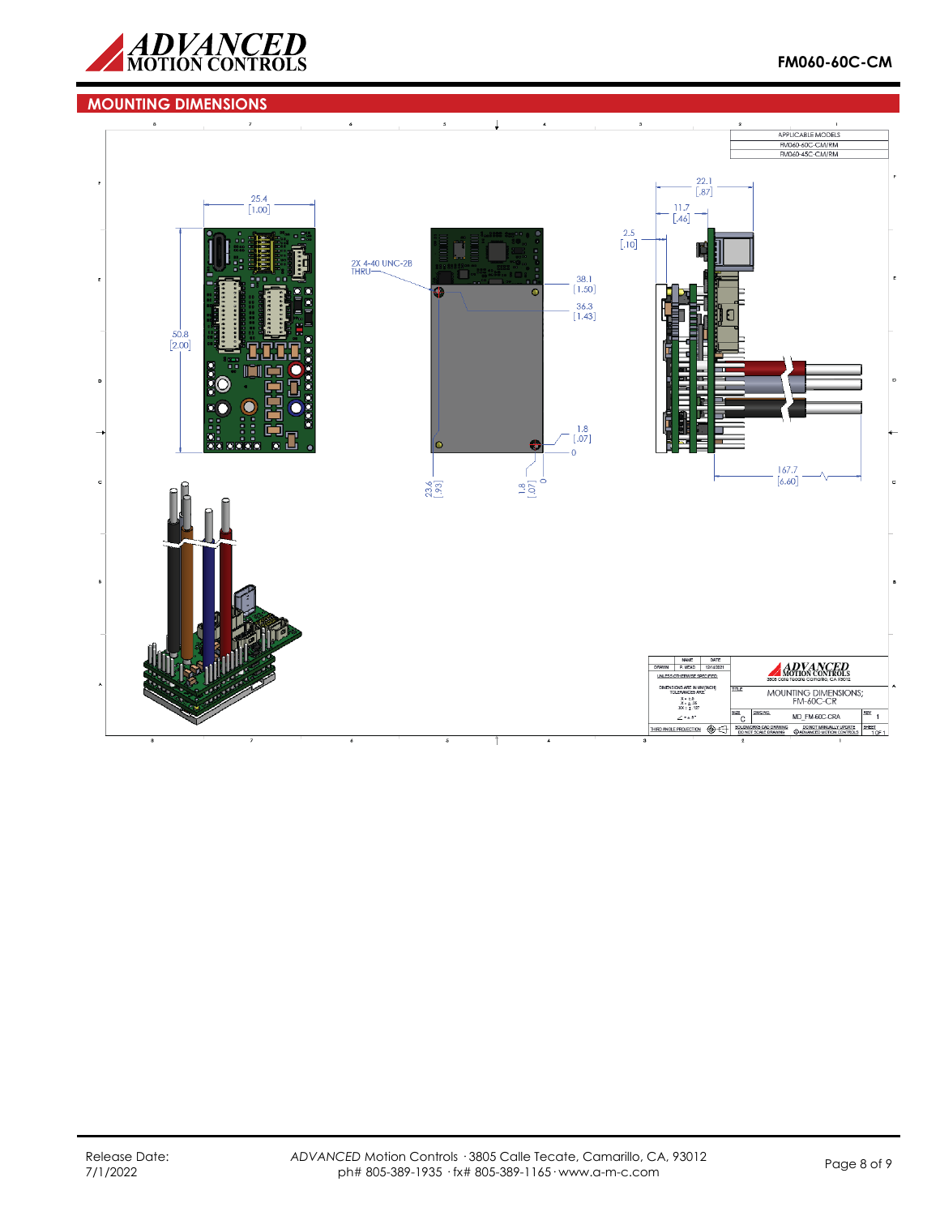## MOUNTING DIMENSIONS

| APPLICABLE MODELS |
| --- |
| FM060-60C-CM/RM |
| FM060-45C-CM/RM |

25.4 [1.00]

50.8 [2.00]

2X 4-40 UNC-2B THRU

38.1 [1.50]

36.3 [1.43]

1.8 [.07]

0

23.6 [.93]

1.8 [.07]

0

22.1 [.87]

11.7 [.46]

2.5 [.10]

167.7 [6.60]

| DRAWN | NAME | DATE |
| --- | --- | --- |
| | R. MEAD | 12/14/2021 |

UNLESS OTHERWISE SPECIFIED:

DIMENSIONS ARE IN MM[INCH]
TOLERANCES ARE:
X = ± .5
.X = ± .25
.XX = ± .127
∠ = ± .5°

THIRD ANGLE PROJECTION

ADVANCED MOTION CONTROLS
3805 Calle Tecate Camarillo, CA 93012

TITLE: MOUNTING DIMENSIONS; FM-60C-CR

SIZE: C | DWG NO. MD_FM-60C-CRA | REV 1

SOLIDWORKS CAD DRAWING DO NOT SCALE DRAWING | DO NOT MANUALLY UPDATE ©ADVANCED MOTION CONTROLS | SHEET 1 OF 1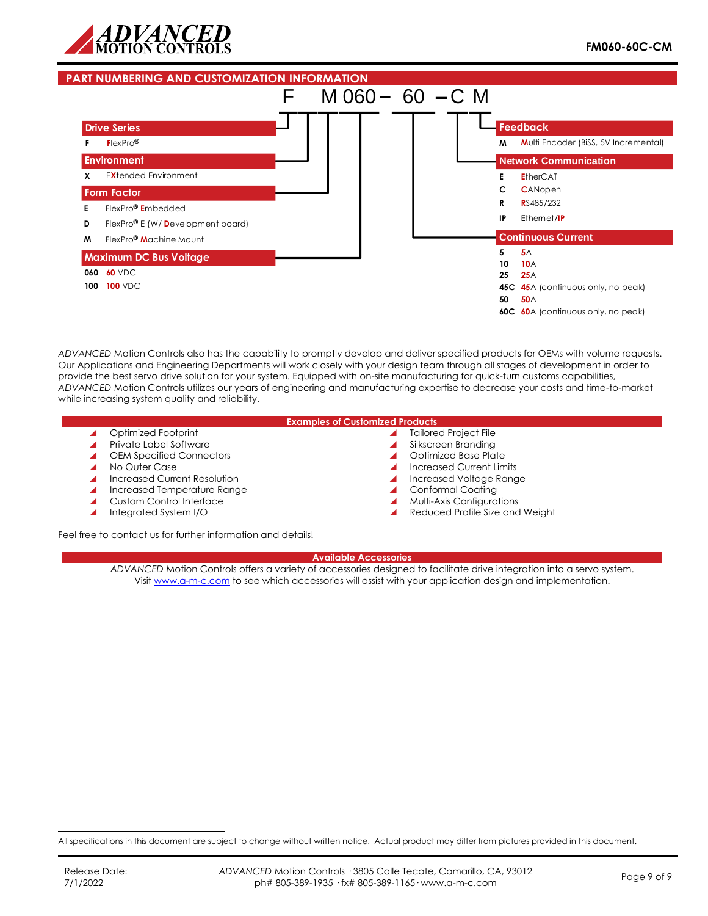## PART NUMBERING AND CUSTOMIZATION INFORMATION

F M 060 – 60 – C M

**Drive Series**

| | |
|---|---|
| F | FlexPro® |

**Environment**

| | |
|---|---|
| X | EXtended Environment |

**Form Factor**

| | |
|---|---|
| E | FlexPro® Embedded |
| D | FlexPro® E (W/ Development board) |
| M | FlexPro® Machine Mount |

**Maximum DC Bus Voltage**

| | |
|---|---|
| 060 | 60 VDC |
| 100 | 100 VDC |

**Feedback**

| | |
|---|---|
| M | Multi Encoder (BiSS, 5V Incremental) |

**Network Communication**

| | |
|---|---|
| E | EtherCAT |
| C | CANopen |
| R | RS485/232 |
| IP | Ethernet/IP |

**Continuous Current**

| | |
|---|---|
| 5 | 5A |
| 10 | 10A |
| 25 | 25A |
| 45C | 45A (continuous only, no peak) |
| 50 | 50A |
| 60C | 60A (continuous only, no peak) |

*ADVANCED* Motion Controls also has the capability to promptly develop and deliver specified products for OEMs with volume requests. Our Applications and Engineering Departments will work closely with your design team through all stages of development in order to provide the best servo drive solution for your system. Equipped with on-site manufacturing for quick-turn customs capabilities, *ADVANCED* Motion Controls utilizes our years of engineering and manufacturing expertise to decrease your costs and time-to-market while increasing system quality and reliability.

### Examples of Customized Products

- Optimized Footprint
- Private Label Software
- OEM Specified Connectors
- No Outer Case
- Increased Current Resolution
- Increased Temperature Range
- Custom Control Interface
- Integrated System I/O
- Tailored Project File
- Silkscreen Branding
- Optimized Base Plate
- Increased Current Limits
- Increased Voltage Range
- Conformal Coating
- Multi-Axis Configurations
- Reduced Profile Size and Weight

Feel free to contact us for further information and details!

### Available Accessories

*ADVANCED* Motion Controls offers a variety of accessories designed to facilitate drive integration into a servo system. Visit www.a-m-c.com to see which accessories will assist with your application design and implementation.

All specifications in this document are subject to change without written notice. Actual product may differ from pictures provided in this document.